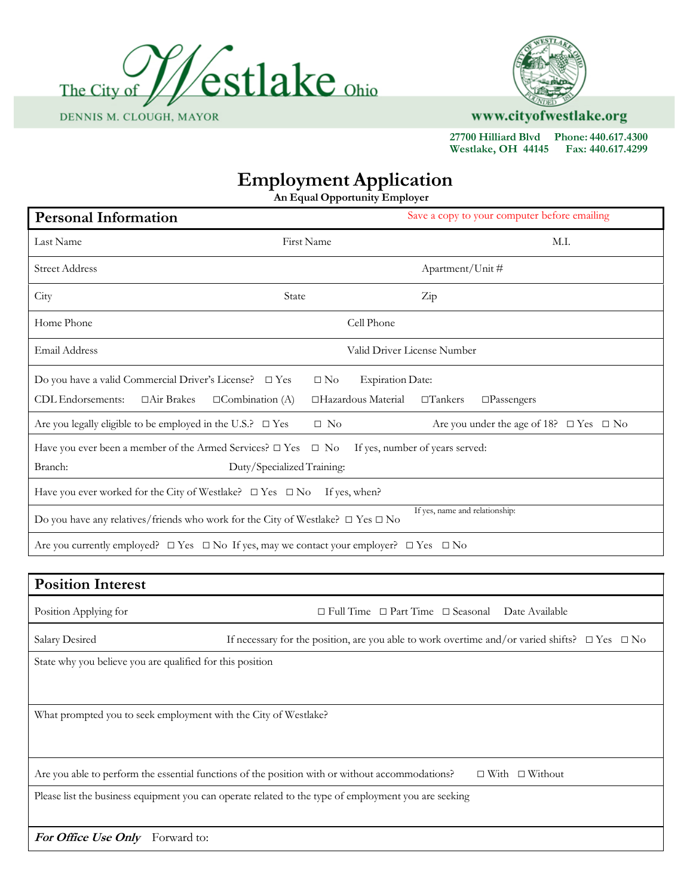The City of Westlake Ohio

DENNIS M. CLOUGH, MAYOR

www.cityofwestlake.org

27700 Hilliard Blvd    Phone: 440.617.4300
Westlake, OH 44145    Fax: 440.617.4299

# Employment Application

**An Equal Opportunity Employer**

## Personal Information

Save a copy to your computer before emailing

Last Name    First Name    M.I.

Street Address    Apartment/Unit #

City    State    Zip

Home Phone    Cell Phone

Email Address    Valid Driver License Number

Do you have a valid Commercial Driver's License? ☐ Yes ☐ No    Expiration Date:

CDL Endorsements: ☐Air Brakes ☐Combination (A) ☐Hazardous Material ☐Tankers ☐Passengers

Are you legally eligible to be employed in the U.S.? ☐ Yes ☐ No    Are you under the age of 18? ☐ Yes ☐ No

Have you ever been a member of the Armed Services? ☐ Yes ☐ No    If yes, number of years served:

Branch:    Duty/Specialized Training:

Have you ever worked for the City of Westlake? ☐ Yes ☐ No    If yes, when?

Do you have any relatives/friends who work for the City of Westlake? ☐ Yes ☐ No    If yes, name and relationship:

Are you currently employed? ☐ Yes ☐ No If yes, may we contact your employer? ☐ Yes ☐ No

## Position Interest

Position Applying for    ☐ Full Time ☐ Part Time ☐ Seasonal    Date Available

Salary Desired    If necessary for the position, are you able to work overtime and/or varied shifts? ☐ Yes ☐ No

State why you believe you are qualified for this position

What prompted you to seek employment with the City of Westlake?

Are you able to perform the essential functions of the position with or without accommodations? ☐ With ☐ Without

Please list the business equipment you can operate related to the type of employment you are seeking

***For Office Use Only***    Forward to: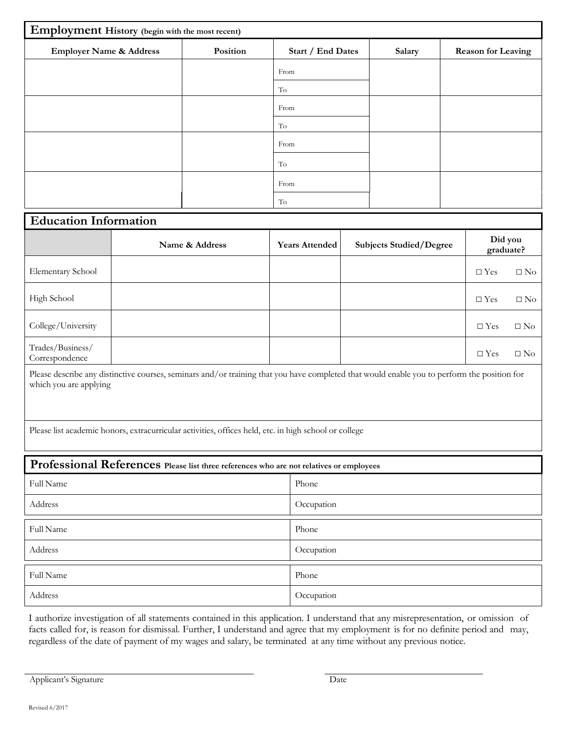## Employment History (begin with the most recent)

| Employer Name & Address | Position | Start / End Dates | Salary | Reason for Leaving |
|---|---|---|---|---|
| | | From | | |
| | | To | | |
| | | From | | |
| | | To | | |
| | | From | | |
| | | To | | |
| | | From | | |
| | | To | | |

## Education Information

| | Name & Address | Years Attended | Subjects Studied/Degree | Did you graduate? |
|---|---|---|---|---|
| Elementary School | | | | ☐ Yes ☐ No |
| High School | | | | ☐ Yes ☐ No |
| College/University | | | | ☐ Yes ☐ No |
| Trades/Business/ Correspondence | | | | ☐ Yes ☐ No |

Please describe any distinctive courses, seminars and/or training that you have completed that would enable you to perform the position for which you are applying

Please list academic honors, extracurricular activities, offices held, etc. in high school or college

## Professional References Please list three references who are not relatives or employees

| | |
|---|---|
| Full Name | Phone |
| Address | Occupation |
| Full Name | Phone |
| Address | Occupation |
| Full Name | Phone |
| Address | Occupation |

I authorize investigation of all statements contained in this application. I understand that any misrepresentation, or omission of facts called for, is reason for dismissal. Further, I understand and agree that my employment is for no definite period and may, regardless of the date of payment of my wages and salary, be terminated at any time without any previous notice.

Applicant's Signature ______________________ Date ______________________

Revised 6/2017